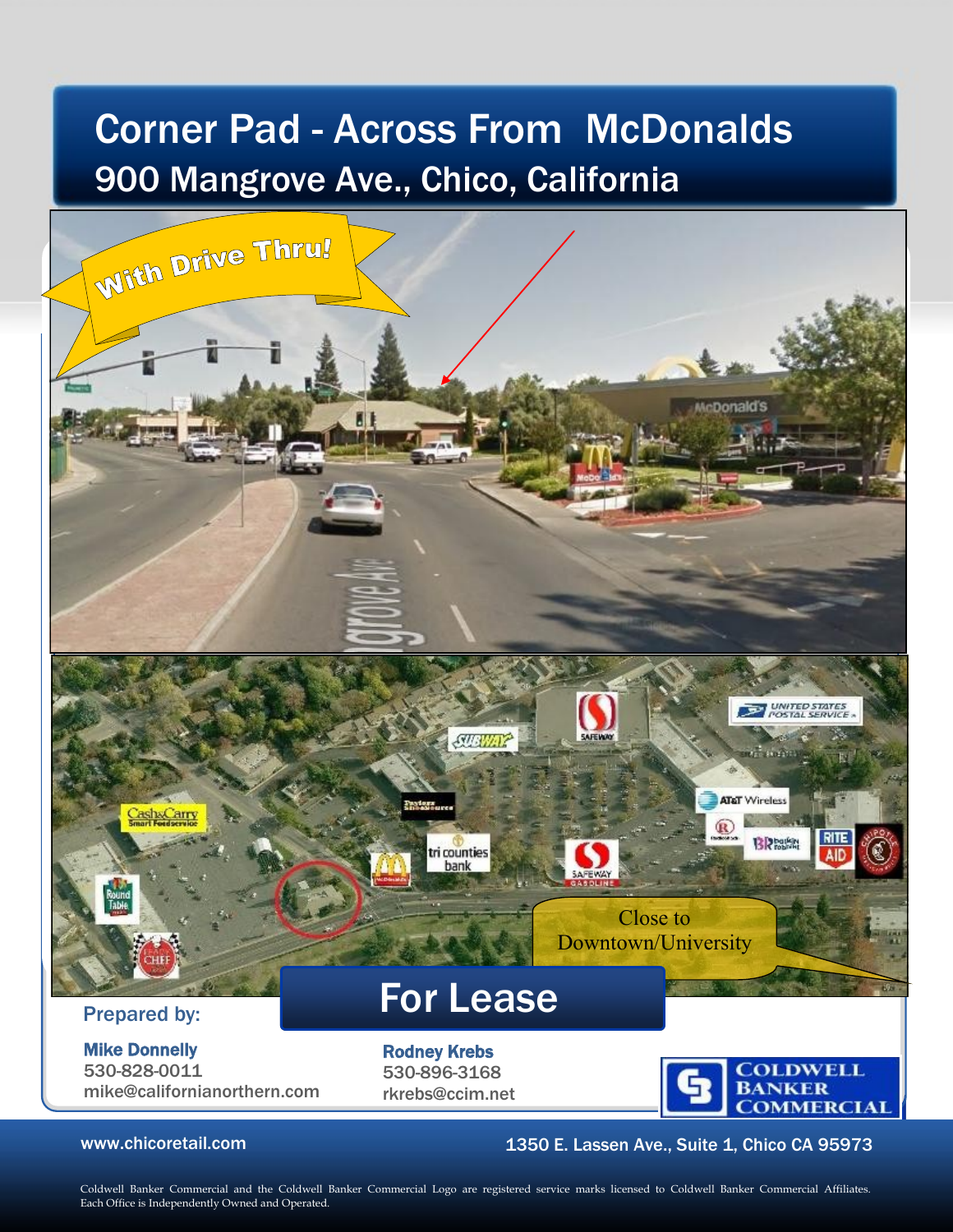# Corner Pad - Across From McDonalds

## 900 Mangrove Ave., Chico, California

With Drive Thru!

Close to Downtown/University

## For Lease

**Prepared by:**

**Mike Donnelly**
530-828-0011
mike@californianorthern.com

**Rodney Krebs**
530-896-3168
rkrebs@ccim.net

COLDWELL BANKER COMMERCIAL

www.chicoretail.com

1350 E. Lassen Ave., Suite 1, Chico CA 95973

Coldwell Banker Commercial and the Coldwell Banker Commercial Logo are registered service marks licensed to Coldwell Banker Commercial Affiliates. Each Office is Independently Owned and Operated.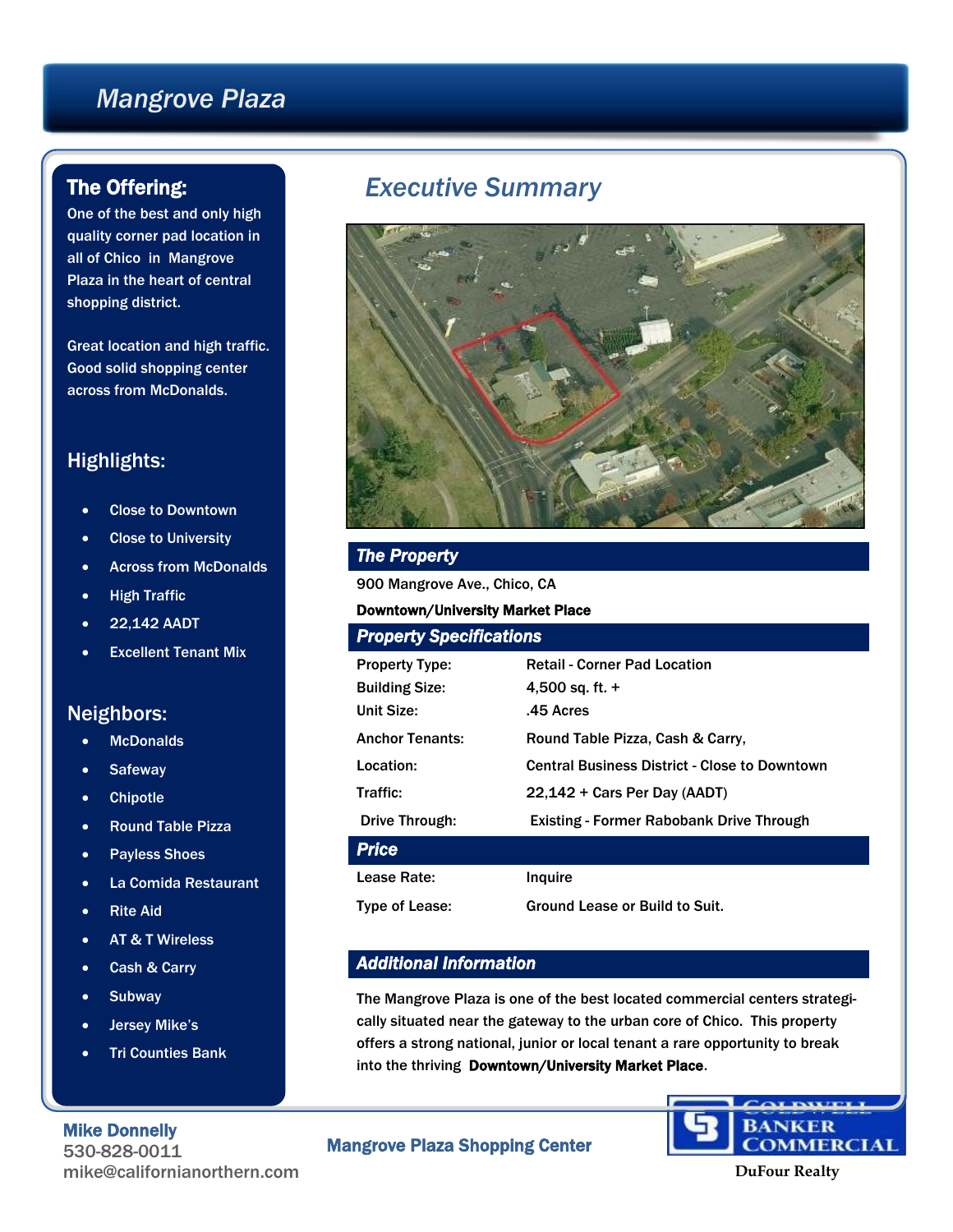# Mangrove Plaza

## The Offering:

One of the best and only high quality corner pad location in all of Chico in Mangrove Plaza in the heart of central shopping district.

Great location and high traffic. Good solid shopping center across from McDonalds.

## Highlights:

- Close to Downtown
- Close to University
- Across from McDonalds
- High Traffic
- 22,142 AADT
- Excellent Tenant Mix

## Neighbors:

- McDonalds
- Safeway
- Chipotle
- Round Table Pizza
- Payless Shoes
- La Comida Restaurant
- Rite Aid
- AT & T Wireless
- Cash & Carry
- Subway
- Jersey Mike's
- Tri Counties Bank

## *Executive Summary*

### The Property

900 Mangrove Ave., Chico, CA

**Downtown/University Market Place**

### Property Specifications

| | |
|---|---|
| Property Type: | Retail - Corner Pad Location |
| Building Size: | 4,500 sq. ft. + |
| Unit Size: | .45 Acres |
| Anchor Tenants: | Round Table Pizza, Cash & Carry, |
| Location: | Central Business District - Close to Downtown |
| Traffic: | 22,142 + Cars Per Day (AADT) |
| Drive Through: | Existing - Former Rabobank Drive Through |

### Price

| | |
|---|---|
| Lease Rate: | Inquire |
| Type of Lease: | Ground Lease or Build to Suit. |

### Additional Information

The Mangrove Plaza is one of the best located commercial centers strategically situated near the gateway to the urban core of Chico. This property offers a strong national, junior or local tenant a rare opportunity to break into the thriving **Downtown/University Market Place**.

**Mike Donnelly**
530-828-0011
mike@californianorthern.com

**Mangrove Plaza Shopping Center**

COLDWELL BANKER COMMERCIAL
DuFour Realty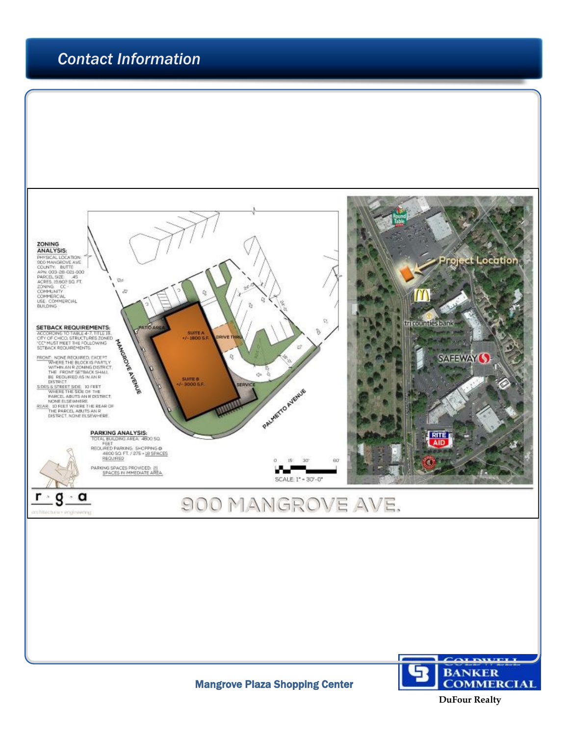## Contact Information

ZONING ANALYSIS:
PHYSICAL LOCATION: 900 MANGROVE AVE
COUNTY: BUTTE
APN: 003-28-021-000
PARCEL SIZE: .45 ACRES, 19,602 SQ. FT.
ZONING: CC - COMMUNITY COMMERCIAL
USE: COMMERCIAL BUILDING

SETBACK REQUIREMENTS:
ACCORDING TO TABLE 4-7, TITLE 19, CITY OF CHICO, STRUCTURES ZONED "CC" MUST MEET THE FOLLOWING SETBACK REQUIREMENTS:

FRONT: NONE REQUIRED, EXCEPT WHERE THE BLOCK IS PARTLY WITHIN AN R ZONING DISTRICT, THE FRONT SETBACK SHALL BE REQUIRED AS IN AN R DISTRICT.
SIDES & STREET SIDE: 10 FEET WHERE THE SIDE OF THE PARCEL ABUTS AN R DISTRICT, NONE ELSEWHERE.
REAR: 10 FEET WHERE THE REAR OF THE PARCEL ABUTS AN R DISTRICT, NONE ELSEWHERE.

PARKING ANALYSIS:
TOTAL BUILDING AREA: 4800 SQ. FEET
REQUIRED PARKING: SHOPPING @ 4800 SQ. FT. / 275 = 18 SPACES REQUIRED
PARKING SPACES PROVIDED: 21 SPACES IN IMMEDIATE AREA.

SUITE A +/- 1800 S.F.
SUITE B +/- 3000 S.F.
PATIO AREA
DRIVE THRU
SERVICE
MANGROVE AVENUE
PALMETTO AVENUE

SCALE: 1" = 30'-0"

Project Location

r · g · a
architecture + engineering

900 MANGROVE AVE.

Mangrove Plaza Shopping Center

COLDWELL BANKER COMMERCIAL
DuFour Realty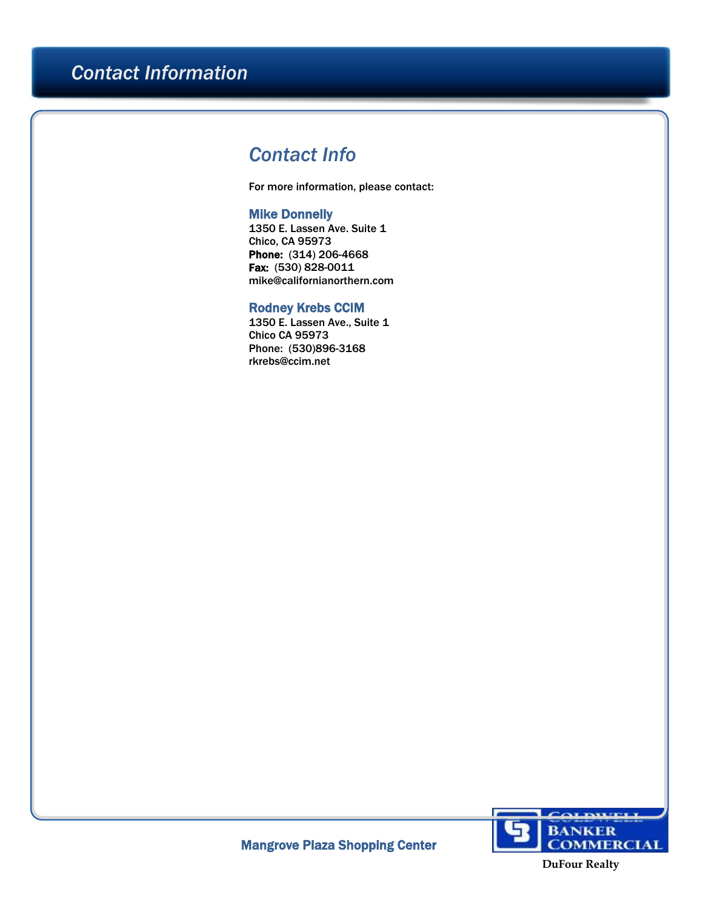# Contact Information

## Contact Info

For more information, please contact:

### Mike Donnelly

1350 E. Lassen Ave. Suite 1
Chico, CA 95973
**Phone:** (314) 206-4668
**Fax:** (530) 828-0011
mike@californianorthern.com

### Rodney Krebs CCIM

1350 E. Lassen Ave., Suite 1
Chico CA 95973
Phone: (530)896-3168
rkrebs@ccim.net

Mangrove Plaza Shopping Center

COLDWELL BANKER COMMERCIAL
DuFour Realty